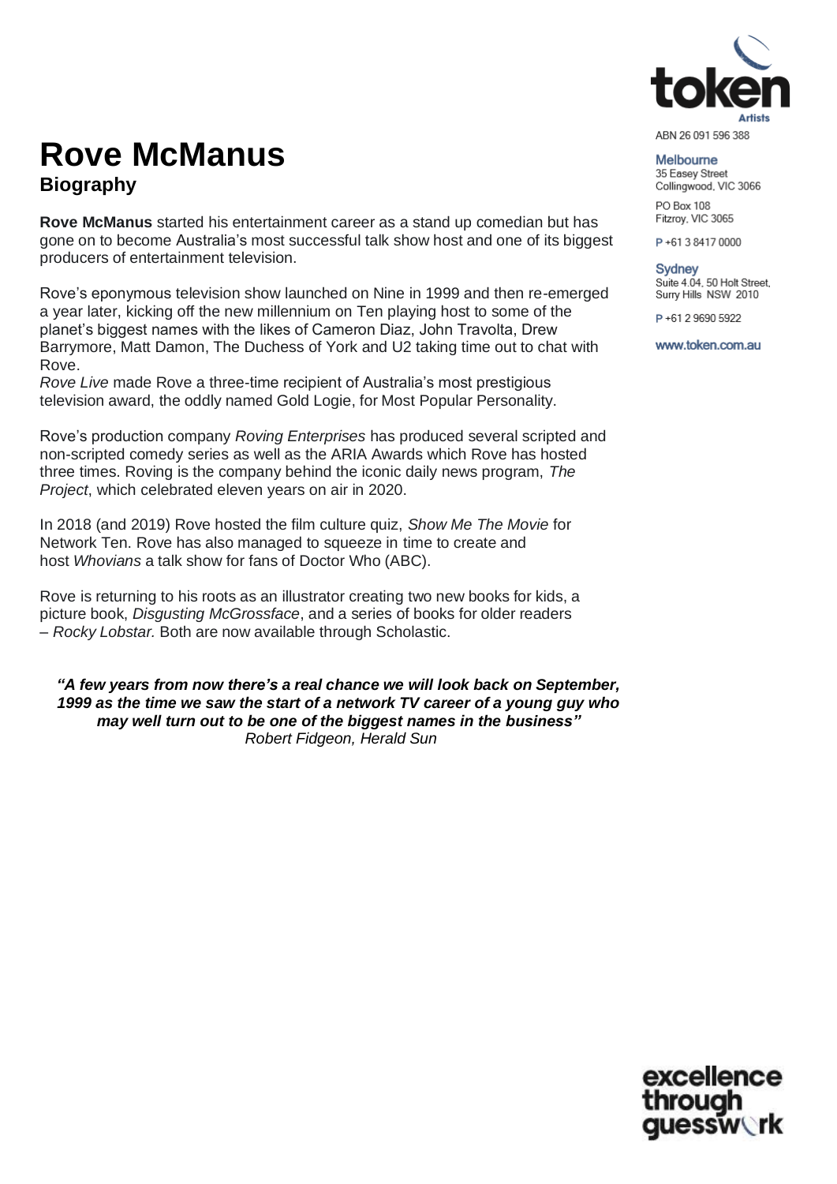# Rove McManus

## Biography

**Rove McManus** started his entertainment career as a stand up comedian but has gone on to become Australia's most successful talk show host and one of its biggest producers of entertainment television.

Rove's eponymous television show launched on Nine in 1999 and then re-emerged a year later, kicking off the new millennium on Ten playing host to some of the planet's biggest names with the likes of Cameron Diaz, John Travolta, Drew Barrymore, Matt Damon, The Duchess of York and U2 taking time out to chat with Rove.
*Rove Live* made Rove a three-time recipient of Australia's most prestigious television award, the oddly named Gold Logie, for Most Popular Personality.

Rove's production company *Roving Enterprises* has produced several scripted and non-scripted comedy series as well as the ARIA Awards which Rove has hosted three times. Roving is the company behind the iconic daily news program, *The Project*, which celebrated eleven years on air in 2020.

In 2018 (and 2019) Rove hosted the film culture quiz, *Show Me The Movie* for Network Ten. Rove has also managed to squeeze in time to create and host *Whovians* a talk show for fans of Doctor Who (ABC).

Rove is returning to his roots as an illustrator creating two new books for kids, a picture book, *Disgusting McGrossface*, and a series of books for older readers – *Rocky Lobstar.* Both are now available through Scholastic.

***"A few years from now there's a real chance we will look back on September, 1999 as the time we saw the start of a network TV career of a young guy who may well turn out to be one of the biggest names in the business"***
*Robert Fidgeon, Herald Sun*

token Artists

ABN 26 091 596 388

Melbourne
35 Easey Street
Collingwood, VIC 3066

PO Box 108
Fitzroy, VIC 3065

P +61 3 8417 0000

Sydney
Suite 4.04, 50 Holt Street,
Surry Hills NSW 2010

P +61 2 9690 5922

www.token.com.au

excellence through guesswork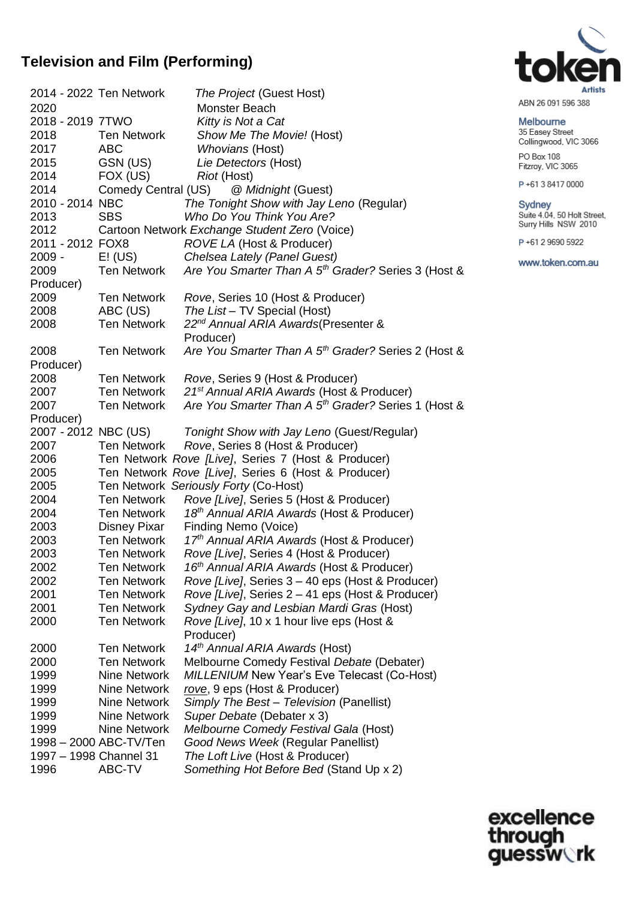## Television and Film (Performing)

| Year | Network | Production |
|---|---|---|
| 2014 - 2022 | Ten Network | *The Project* (Guest Host) |
| 2020 | | Monster Beach |
| 2018 - 2019 | 7TWO | *Kitty is Not a Cat* |
| 2018 | Ten Network | *Show Me The Movie!* (Host) |
| 2017 | ABC | *Whovians* (Host) |
| 2015 | GSN (US) | *Lie Detectors* (Host) |
| 2014 | FOX (US) | *Riot* (Host) |
| 2014 | Comedy Central (US) | *@ Midnight* (Guest) |
| 2010 - 2014 | NBC | *The Tonight Show with Jay Leno* (Regular) |
| 2013 | SBS | *Who Do You Think You Are?* |
| 2012 | Cartoon Network | *Exchange Student Zero* (Voice) |
| 2011 - 2012 | FOX8 | *ROVE LA* (Host & Producer) |
| 2009 - | E! (US) | *Chelsea Lately (Panel Guest)* |
| 2009 | Ten Network | *Are You Smarter Than A 5th Grader?* Series 3 (Host & Producer) |
| 2009 | Ten Network | *Rove*, Series 10 (Host & Producer) |
| 2008 | ABC (US) | *The List* – TV Special (Host) |
| 2008 | Ten Network | *22nd Annual ARIA Awards*(Presenter & Producer) |
| 2008 | Ten Network | *Are You Smarter Than A 5th Grader?* Series 2 (Host & Producer) |
| 2008 | Ten Network | *Rove*, Series 9 (Host & Producer) |
| 2007 | Ten Network | *21st Annual ARIA Awards* (Host & Producer) |
| 2007 | Ten Network | *Are You Smarter Than A 5th Grader?* Series 1 (Host & Producer) |
| 2007 - 2012 | NBC (US) | *Tonight Show with Jay Leno* (Guest/Regular) |
| 2007 | Ten Network | *Rove*, Series 8 (Host & Producer) |
| 2006 | Ten Network | *Rove [Live]*, Series 7 (Host & Producer) |
| 2005 | Ten Network | *Rove [Live]*, Series 6 (Host & Producer) |
| 2005 | Ten Network | *Seriously Forty* (Co-Host) |
| 2004 | Ten Network | *Rove [Live]*, Series 5 (Host & Producer) |
| 2004 | Ten Network | *18th Annual ARIA Awards* (Host & Producer) |
| 2003 | Disney Pixar | Finding Nemo (Voice) |
| 2003 | Ten Network | *17th Annual ARIA Awards* (Host & Producer) |
| 2003 | Ten Network | *Rove [Live]*, Series 4 (Host & Producer) |
| 2002 | Ten Network | *16th Annual ARIA Awards* (Host & Producer) |
| 2002 | Ten Network | *Rove [Live]*, Series 3 – 40 eps (Host & Producer) |
| 2001 | Ten Network | *Rove [Live]*, Series 2 – 41 eps (Host & Producer) |
| 2001 | Ten Network | *Sydney Gay and Lesbian Mardi Gras* (Host) |
| 2000 | Ten Network | *Rove [Live]*, 10 x 1 hour live eps (Host & Producer) |
| 2000 | Ten Network | *14th Annual ARIA Awards* (Host) |
| 2000 | Ten Network | Melbourne Comedy Festival *Debate* (Debater) |
| 1999 | Nine Network | *MILLENIUM* New Year's Eve Telecast (Co-Host) |
| 1999 | Nine Network | *rove*, 9 eps (Host & Producer) |
| 1999 | Nine Network | *Simply The Best – Television* (Panellist) |
| 1999 | Nine Network | *Super Debate* (Debater x 3) |
| 1999 | Nine Network | *Melbourne Comedy Festival Gala* (Host) |
| 1998 – 2000 | ABC-TV/Ten | *Good News Week* (Regular Panellist) |
| 1997 – 1998 | Channel 31 | *The Loft Live* (Host & Producer) |
| 1996 | ABC-TV | *Something Hot Before Bed* (Stand Up x 2) |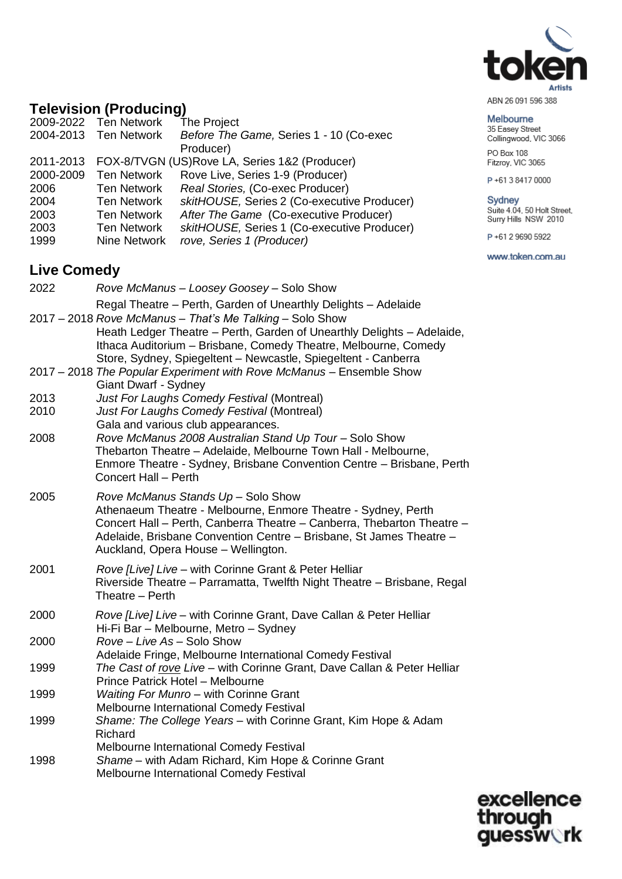## Television (Producing)

| | | |
|---|---|---|
| 2009-2022 | Ten Network | The Project |
| 2004-2013 | Ten Network | *Before The Game,* Series 1 - 10 (Co-exec Producer) |
| 2011-2013 | FOX-8/TVGN (US) | Rove LA, Series 1&2 (Producer) |
| 2000-2009 | Ten Network | Rove Live, Series 1-9 (Producer) |
| 2006 | Ten Network | *Real Stories,* (Co-exec Producer) |
| 2004 | Ten Network | *skitHOUSE,* Series 2 (Co-executive Producer) |
| 2003 | Ten Network | *After The Game* (Co-executive Producer) |
| 2003 | Ten Network | *skitHOUSE,* Series 1 (Co-executive Producer) |
| 1999 | Nine Network | *rove, Series 1 (Producer)* |

## Live Comedy

| | |
|---|---|
| 2022 | *Rove McManus – Loosey Goosey* – Solo Show<br>Regal Theatre – Perth, Garden of Unearthly Delights – Adelaide |
| 2017 – 2018 | *Rove McManus – That's Me Talking* – Solo Show<br>Heath Ledger Theatre – Perth, Garden of Unearthly Delights – Adelaide, Ithaca Auditorium – Brisbane, Comedy Theatre, Melbourne, Comedy Store, Sydney, Spiegeltent – Newcastle, Spiegeltent - Canberra |
| 2017 – 2018 | *The Popular Experiment with Rove McManus* – Ensemble Show<br>Giant Dwarf - Sydney |
| 2013 | *Just For Laughs Comedy Festival* (Montreal) |
| 2010 | *Just For Laughs Comedy Festival* (Montreal)<br>Gala and various club appearances. |
| 2008 | *Rove McManus 2008 Australian Stand Up Tour* – Solo Show<br>Thebarton Theatre – Adelaide, Melbourne Town Hall - Melbourne, Enmore Theatre - Sydney, Brisbane Convention Centre – Brisbane, Perth Concert Hall – Perth |
| 2005 | *Rove McManus Stands Up* – Solo Show<br>Athenaeum Theatre - Melbourne, Enmore Theatre - Sydney, Perth Concert Hall – Perth, Canberra Theatre – Canberra, Thebarton Theatre – Adelaide, Brisbane Convention Centre – Brisbane, St James Theatre – Auckland, Opera House – Wellington. |
| 2001 | *Rove [Live] Live* – with Corinne Grant & Peter Helliar<br>Riverside Theatre – Parramatta, Twelfth Night Theatre – Brisbane, Regal Theatre – Perth |
| 2000 | *Rove [Live] Live* – with Corinne Grant, Dave Callan & Peter Helliar<br>Hi-Fi Bar – Melbourne, Metro – Sydney |
| 2000 | *Rove – Live As* – Solo Show<br>Adelaide Fringe, Melbourne International Comedy Festival |
| 1999 | *The Cast of rove Live* – with Corinne Grant, Dave Callan & Peter Helliar<br>Prince Patrick Hotel – Melbourne |
| 1999 | *Waiting For Munro* – with Corinne Grant<br>Melbourne International Comedy Festival |
| 1999 | *Shame: The College Years* – with Corinne Grant, Kim Hope & Adam Richard<br>Melbourne International Comedy Festival |
| 1998 | *Shame* – with Adam Richard, Kim Hope & Corinne Grant<br>Melbourne International Comedy Festival |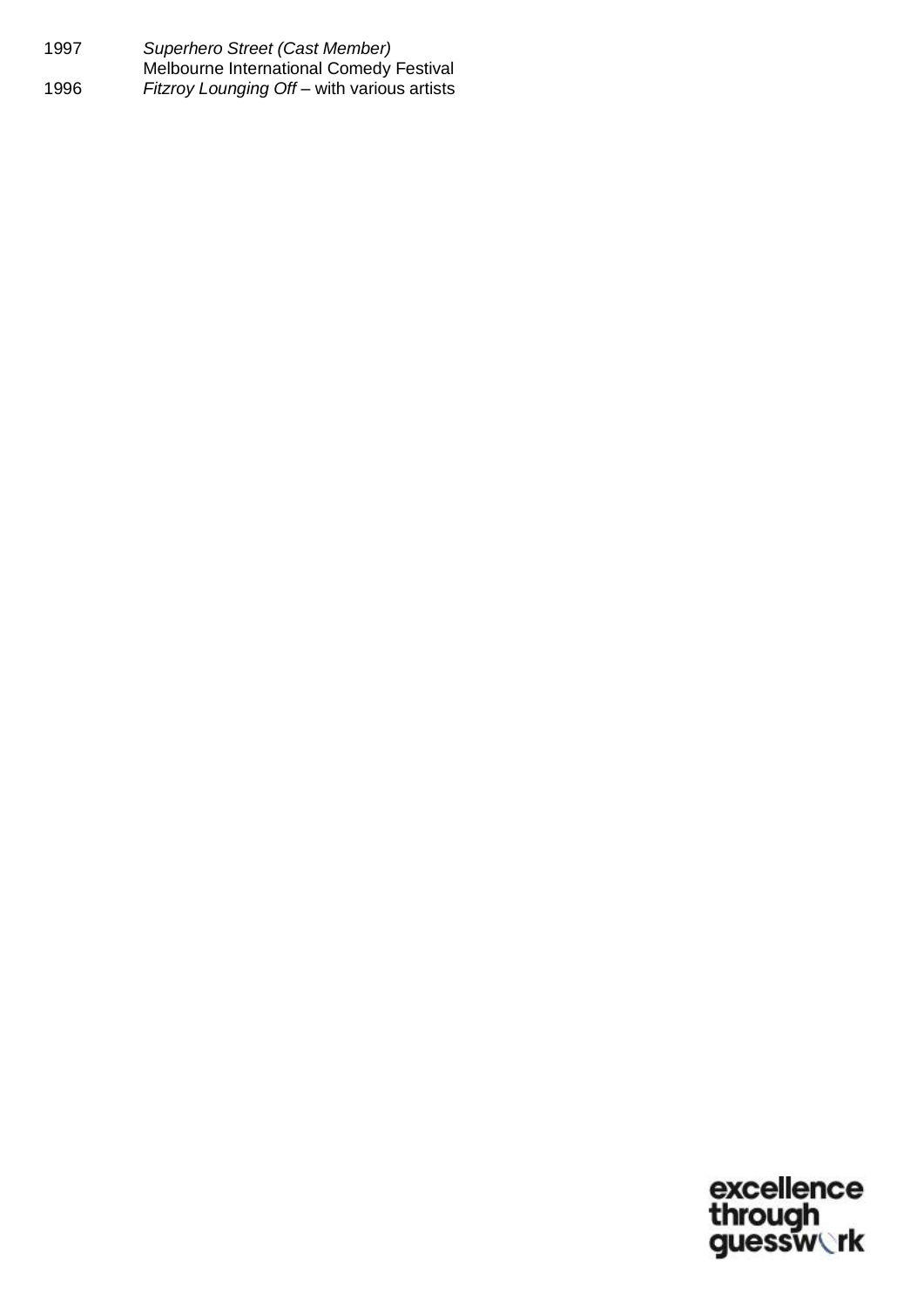1997 *Superhero Street (Cast Member)*
Melbourne International Comedy Festival
1996 *Fitzroy Lounging Off* – with various artists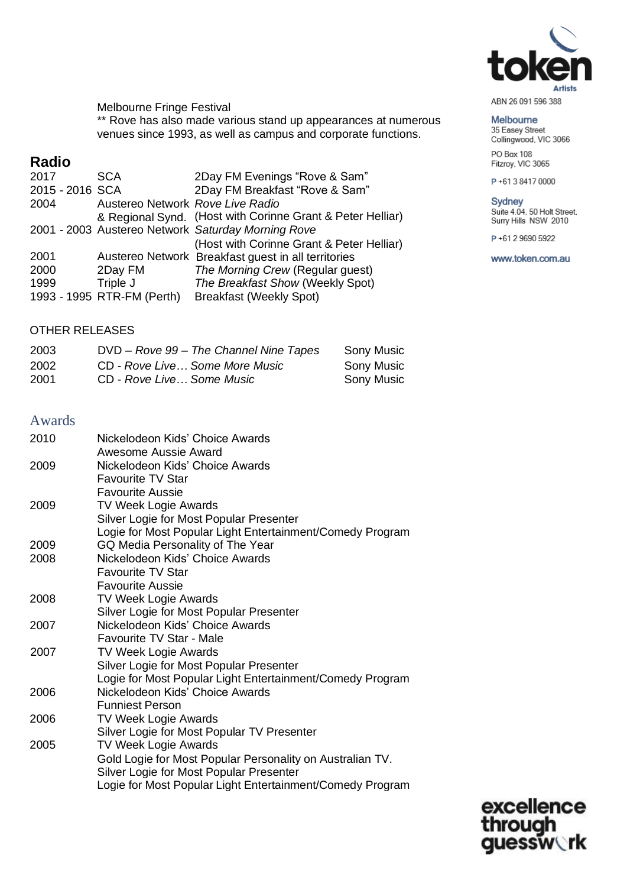Melbourne Fringe Festival
** Rove has also made various stand up appearances at numerous venues since 1993, as well as campus and corporate functions.

## Radio

| | | |
|---|---|---|
| 2017 | SCA | 2Day FM Evenings "Rove & Sam" |
| 2015 - 2016 | SCA | 2Day FM Breakfast "Rove & Sam" |
| 2004 | Austereo Network & Regional Synd. | *Rove Live Radio* (Host with Corinne Grant & Peter Helliar) |
| 2001 - 2003 | Austereo Network | *Saturday Morning Rove* (Host with Corinne Grant & Peter Helliar) |
| 2001 | Austereo Network | Breakfast guest in all territories |
| 2000 | 2Day FM | *The Morning Crew* (Regular guest) |
| 1999 | Triple J | *The Breakfast Show* (Weekly Spot) |
| 1993 - 1995 | RTR-FM (Perth) | Breakfast (Weekly Spot) |

OTHER RELEASES

| | | |
|---|---|---|
| 2003 | DVD – *Rove 99 – The Channel Nine Tapes* | Sony Music |
| 2002 | CD - *Rove Live… Some More Music* | Sony Music |
| 2001 | CD - *Rove Live… Some Music* | Sony Music |

## Awards

| | |
|---|---|
| 2010 | Nickelodeon Kids' Choice Awards<br>Awesome Aussie Award |
| 2009 | Nickelodeon Kids' Choice Awards<br>Favourite TV Star<br>Favourite Aussie |
| 2009 | TV Week Logie Awards<br>Silver Logie for Most Popular Presenter<br>Logie for Most Popular Light Entertainment/Comedy Program |
| 2009 | GQ Media Personality of The Year |
| 2008 | Nickelodeon Kids' Choice Awards<br>Favourite TV Star<br>Favourite Aussie |
| 2008 | TV Week Logie Awards<br>Silver Logie for Most Popular Presenter |
| 2007 | Nickelodeon Kids' Choice Awards<br>Favourite TV Star - Male |
| 2007 | TV Week Logie Awards<br>Silver Logie for Most Popular Presenter<br>Logie for Most Popular Light Entertainment/Comedy Program |
| 2006 | Nickelodeon Kids' Choice Awards<br>Funniest Person |
| 2006 | TV Week Logie Awards<br>Silver Logie for Most Popular TV Presenter |
| 2005 | TV Week Logie Awards<br>Gold Logie for Most Popular Personality on Australian TV.<br>Silver Logie for Most Popular Presenter<br>Logie for Most Popular Light Entertainment/Comedy Program |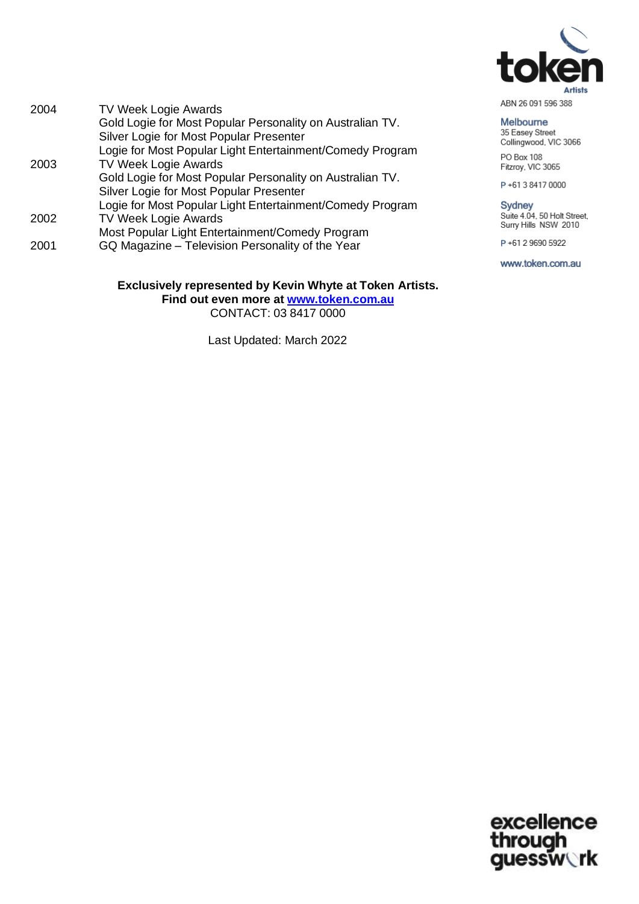| | |
|---|---|
| 2004 | TV Week Logie Awards<br>Gold Logie for Most Popular Personality on Australian TV.<br>Silver Logie for Most Popular Presenter<br>Logie for Most Popular Light Entertainment/Comedy Program |
| 2003 | TV Week Logie Awards<br>Gold Logie for Most Popular Personality on Australian TV.<br>Silver Logie for Most Popular Presenter<br>Logie for Most Popular Light Entertainment/Comedy Program |
| 2002 | TV Week Logie Awards<br>Most Popular Light Entertainment/Comedy Program |
| 2001 | GQ Magazine – Television Personality of the Year |

**Exclusively represented by Kevin Whyte at Token Artists.**
**Find out even more at [www.token.com.au](http://www.token.com.au)**
CONTACT: 03 8417 0000

Last Updated: March 2022

token Artists

ABN 26 091 596 388

Melbourne
35 Easey Street
Collingwood, VIC 3066

PO Box 108
Fitzroy, VIC 3065

P +61 3 8417 0000

Sydney
Suite 4.04, 50 Holt Street,
Surry Hills NSW 2010

P +61 2 9690 5922

www.token.com.au

excellence through guesswork